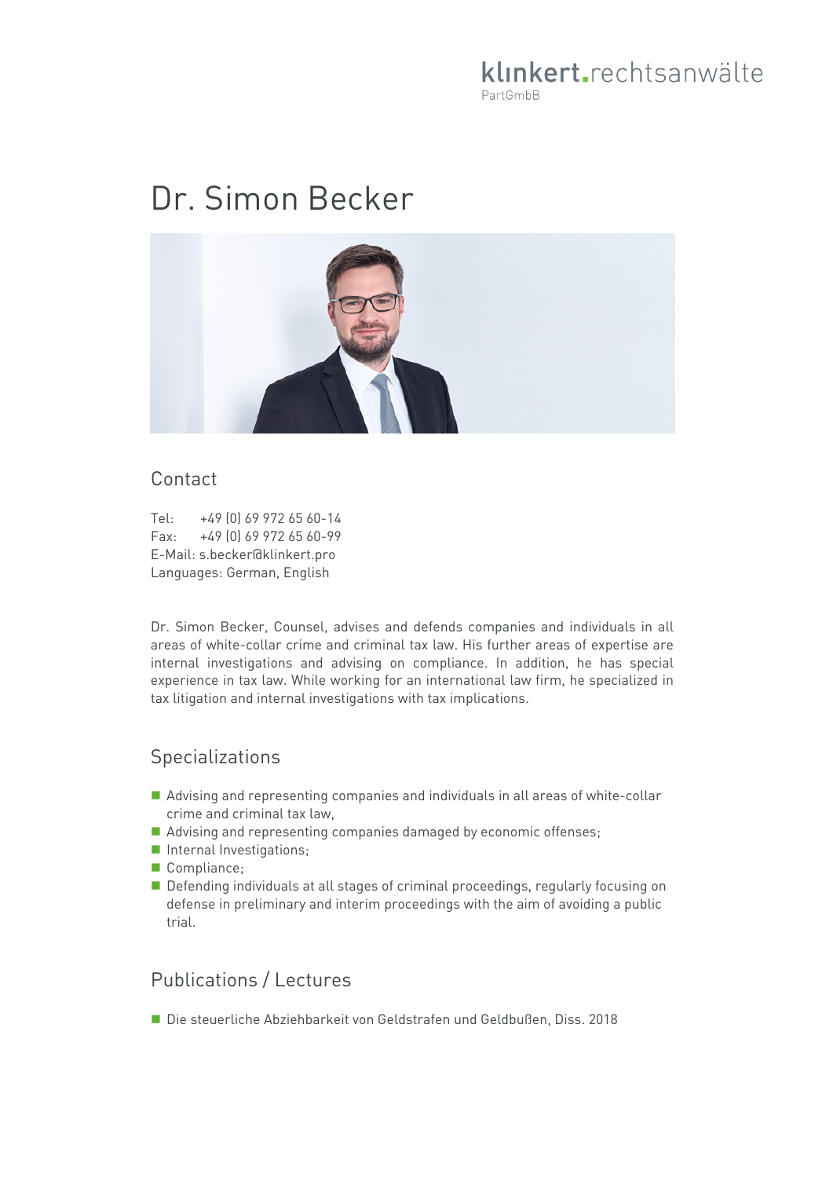klinkert.rechtsanwälte
PartGmbB

# Dr. Simon Becker

## Contact

Tel: +49 (0) 69 972 65 60-14
Fax: +49 (0) 69 972 65 60-99
E-Mail: s.becker@klinkert.pro
Languages: German, English

Dr. Simon Becker, Counsel, advises and defends companies and individuals in all areas of white-collar crime and criminal tax law. His further areas of expertise are internal investigations and advising on compliance. In addition, he has special experience in tax law. While working for an international law firm, he specialized in tax litigation and internal investigations with tax implications.

## Specializations

- Advising and representing companies and individuals in all areas of white-collar crime and criminal tax law,
- Advising and representing companies damaged by economic offenses;
- Internal Investigations;
- Compliance;
- Defending individuals at all stages of criminal proceedings, regularly focusing on defense in preliminary and interim proceedings with the aim of avoiding a public trial.

## Publications / Lectures

- Die steuerliche Abziehbarkeit von Geldstrafen und Geldbußen, Diss. 2018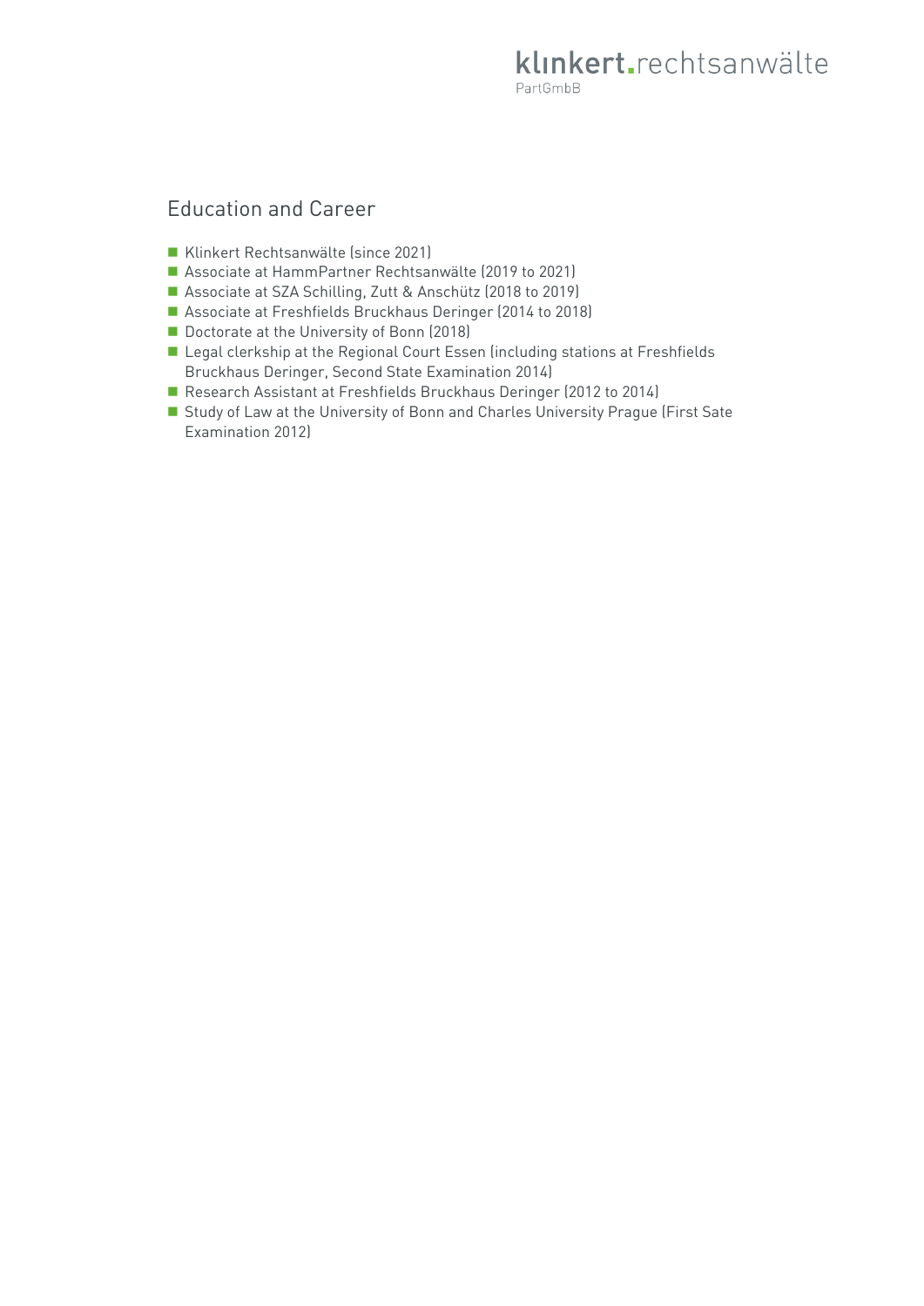## Education and Career

- Klinkert Rechtsanwälte (since 2021)
- Associate at HammPartner Rechtsanwälte (2019 to 2021)
- Associate at SZA Schilling, Zutt & Anschütz (2018 to 2019)
- Associate at Freshfields Bruckhaus Deringer (2014 to 2018)
- Doctorate at the University of Bonn (2018)
- Legal clerkship at the Regional Court Essen (including stations at Freshfields Bruckhaus Deringer, Second State Examination 2014)
- Research Assistant at Freshfields Bruckhaus Deringer (2012 to 2014)
- Study of Law at the University of Bonn and Charles University Prague (First Sate Examination 2012)